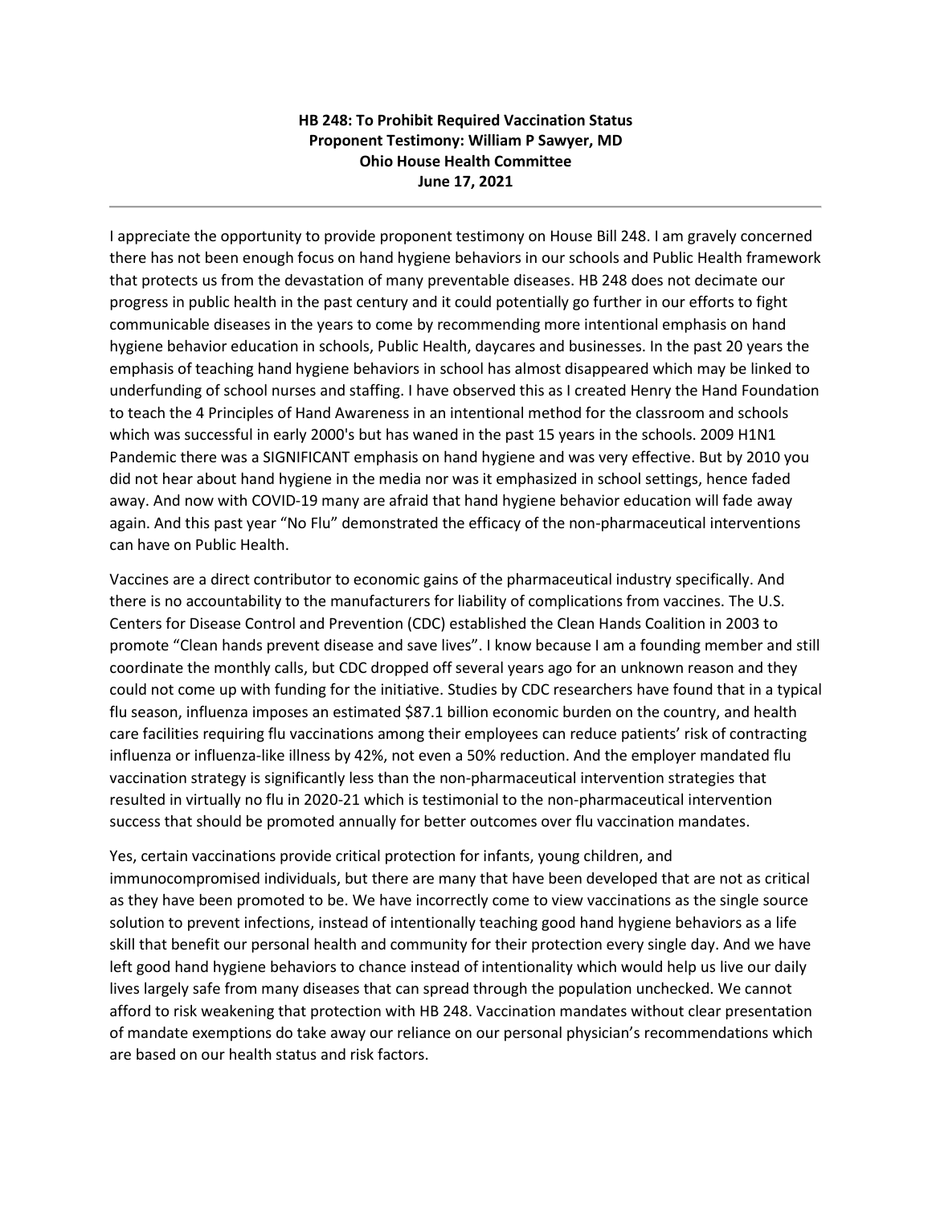**HB 248: To Prohibit Required Vaccination Status**
**Proponent Testimony: William P Sawyer, MD**
**Ohio House Health Committee**
**June 17, 2021**

---

I appreciate the opportunity to provide proponent testimony on House Bill 248. I am gravely concerned there has not been enough focus on hand hygiene behaviors in our schools and Public Health framework that protects us from the devastation of many preventable diseases. HB 248 does not decimate our progress in public health in the past century and it could potentially go further in our efforts to fight communicable diseases in the years to come by recommending more intentional emphasis on hand hygiene behavior education in schools, Public Health, daycares and businesses. In the past 20 years the emphasis of teaching hand hygiene behaviors in school has almost disappeared which may be linked to underfunding of school nurses and staffing. I have observed this as I created Henry the Hand Foundation to teach the 4 Principles of Hand Awareness in an intentional method for the classroom and schools which was successful in early 2000's but has waned in the past 15 years in the schools. 2009 H1N1 Pandemic there was a SIGNIFICANT emphasis on hand hygiene and was very effective. But by 2010 you did not hear about hand hygiene in the media nor was it emphasized in school settings, hence faded away. And now with COVID-19 many are afraid that hand hygiene behavior education will fade away again. And this past year "No Flu" demonstrated the efficacy of the non-pharmaceutical interventions can have on Public Health.

Vaccines are a direct contributor to economic gains of the pharmaceutical industry specifically. And there is no accountability to the manufacturers for liability of complications from vaccines. The U.S. Centers for Disease Control and Prevention (CDC) established the Clean Hands Coalition in 2003 to promote "Clean hands prevent disease and save lives". I know because I am a founding member and still coordinate the monthly calls, but CDC dropped off several years ago for an unknown reason and they could not come up with funding for the initiative. Studies by CDC researchers have found that in a typical flu season, influenza imposes an estimated $87.1 billion economic burden on the country, and health care facilities requiring flu vaccinations among their employees can reduce patients' risk of contracting influenza or influenza-like illness by 42%, not even a 50% reduction. And the employer mandated flu vaccination strategy is significantly less than the non-pharmaceutical intervention strategies that resulted in virtually no flu in 2020-21 which is testimonial to the non-pharmaceutical intervention success that should be promoted annually for better outcomes over flu vaccination mandates.

Yes, certain vaccinations provide critical protection for infants, young children, and immunocompromised individuals, but there are many that have been developed that are not as critical as they have been promoted to be. We have incorrectly come to view vaccinations as the single source solution to prevent infections, instead of intentionally teaching good hand hygiene behaviors as a life skill that benefit our personal health and community for their protection every single day. And we have left good hand hygiene behaviors to chance instead of intentionality which would help us live our daily lives largely safe from many diseases that can spread through the population unchecked. We cannot afford to risk weakening that protection with HB 248. Vaccination mandates without clear presentation of mandate exemptions do take away our reliance on our personal physician's recommendations which are based on our health status and risk factors.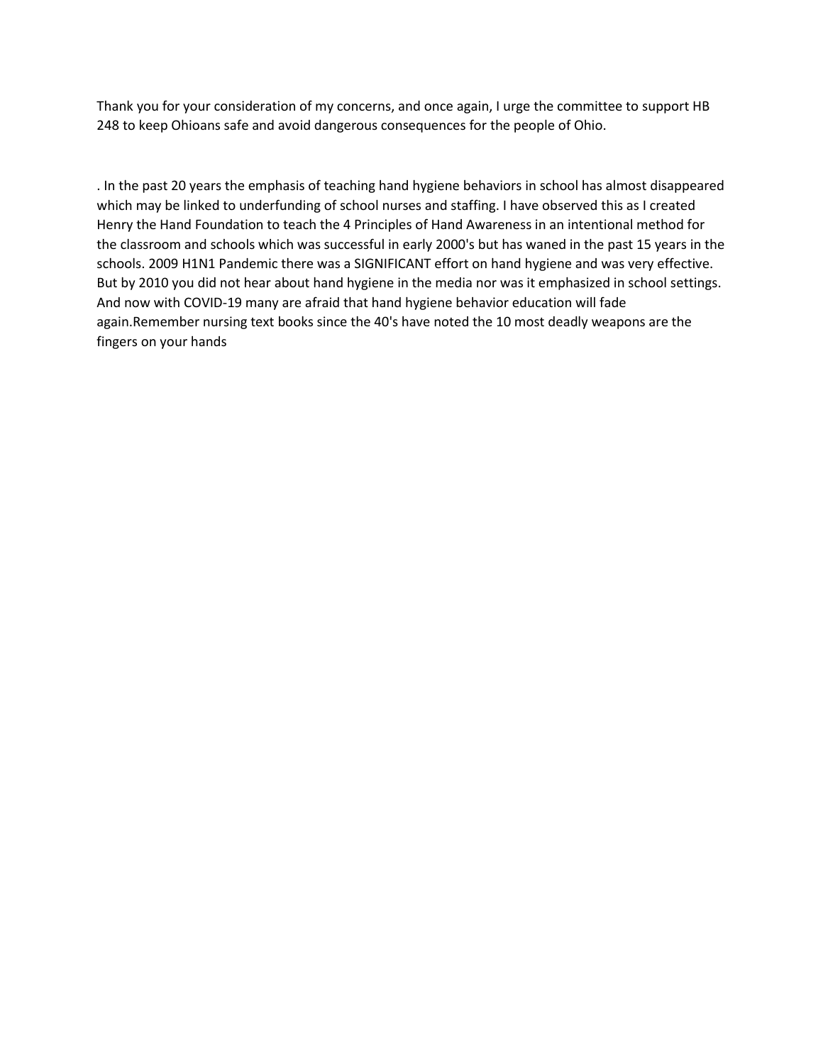Thank you for your consideration of my concerns, and once again, I urge the committee to support HB 248 to keep Ohioans safe and avoid dangerous consequences for the people of Ohio.

. In the past 20 years the emphasis of teaching hand hygiene behaviors in school has almost disappeared which may be linked to underfunding of school nurses and staffing. I have observed this as I created Henry the Hand Foundation to teach the 4 Principles of Hand Awareness in an intentional method for the classroom and schools which was successful in early 2000's but has waned in the past 15 years in the schools. 2009 H1N1 Pandemic there was a SIGNIFICANT effort on hand hygiene and was very effective. But by 2010 you did not hear about hand hygiene in the media nor was it emphasized in school settings. And now with COVID-19 many are afraid that hand hygiene behavior education will fade again.Remember nursing text books since the 40's have noted the 10 most deadly weapons are the fingers on your hands